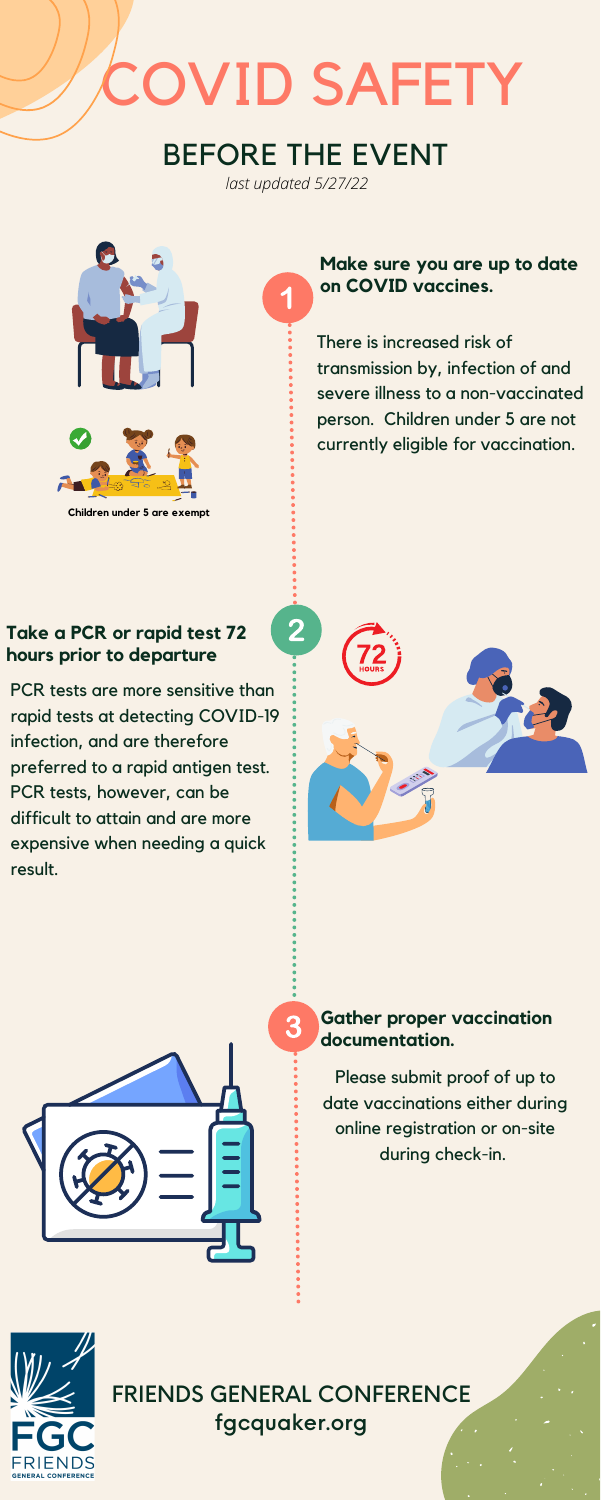# COVID SAFETY

## BEFORE THE EVENT

*last updated 5/27/22*

Children under 5 are exempt

### 1 Make sure you are up to date on COVID vaccines.

There is increased risk of transmission by, infection of and severe illness to a non-vaccinated person. Children under 5 are not currently eligible for vaccination.

### 2 Take a PCR or rapid test 72 hours prior to departure

PCR tests are more sensitive than rapid tests at detecting COVID-19 infection, and are therefore preferred to a rapid antigen test. PCR tests, however, can be difficult to attain and are more expensive when needing a quick result.

### 3 Gather proper vaccination documentation.

Please submit proof of up to date vaccinations either during online registration or on-site during check-in.

FRIENDS GENERAL CONFERENCE

fgcquaker.org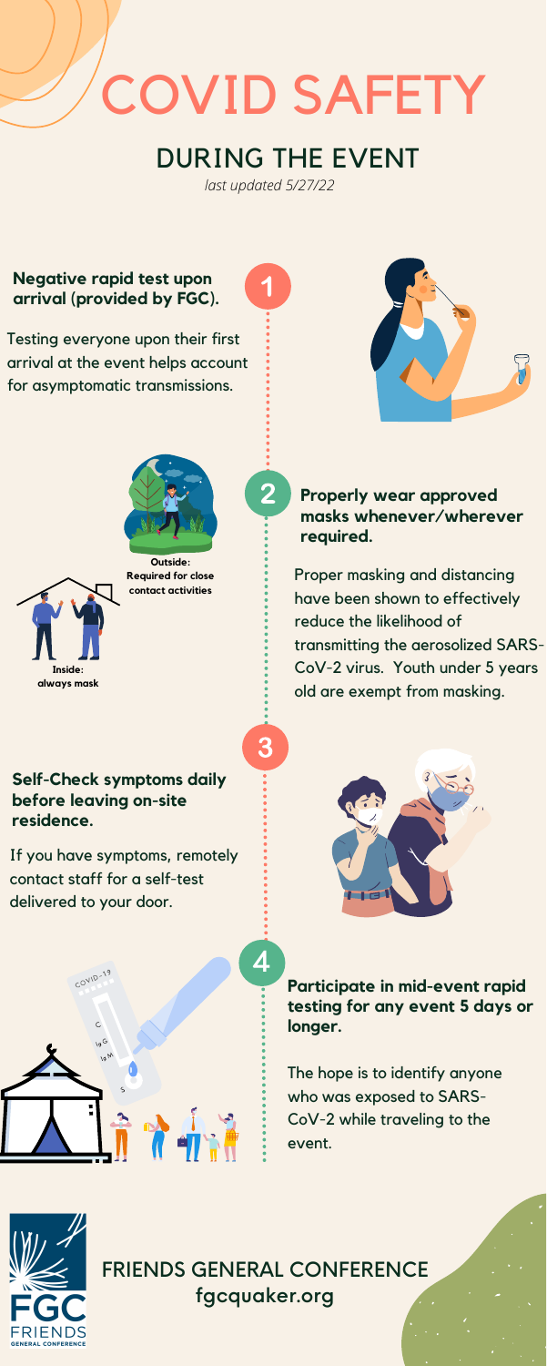# COVID SAFETY

## DURING THE EVENT

*last updated 5/27/22*

### 1

**Negative rapid test upon arrival (provided by FGC).**

Testing everyone upon their first arrival at the event helps account for asymptomatic transmissions.

### 2

**Properly wear approved masks whenever/wherever required.**

**Outside:** Required for close contact activities

**Inside:** always mask

Proper masking and distancing have been shown to effectively reduce the likelihood of transmitting the aerosolized SARS-CoV-2 virus. Youth under 5 years old are exempt from masking.

### 3

**Self-Check symptoms daily before leaving on-site residence.**

If you have symptoms, remotely contact staff for a self-test delivered to your door.

### 4

**Participate in mid-event rapid testing for any event 5 days or longer.**

The hope is to identify anyone who was exposed to SARS-CoV-2 while traveling to the event.

FRIENDS GENERAL CONFERENCE
**fgcquaker.org**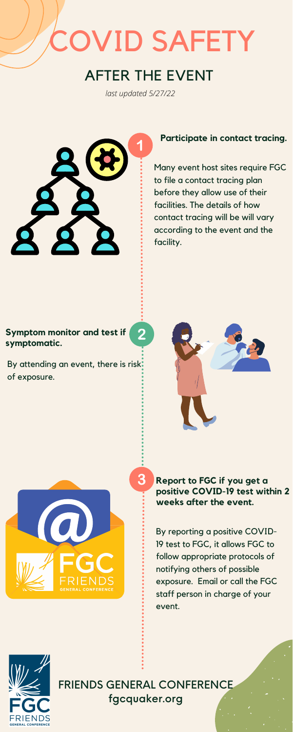# COVID SAFETY

## AFTER THE EVENT

*last updated 5/27/22*

### 1 Participate in contact tracing.

Many event host sites require FGC to file a contact tracing plan before they allow use of their facilities. The details of how contact tracing will be will vary according to the event and the facility.

### 2 Symptom monitor and test if symptomatic.

By attending an event, there is risk of exposure.

### 3 Report to FGC if you get a positive COVID-19 test within 2 weeks after the event.

By reporting a positive COVID-19 test to FGC, it allows FGC to follow appropriate protocols of notifying others of possible exposure. Email or call the FGC staff person in charge of your event.

FRIENDS GENERAL CONFERENCE
fgcquaker.org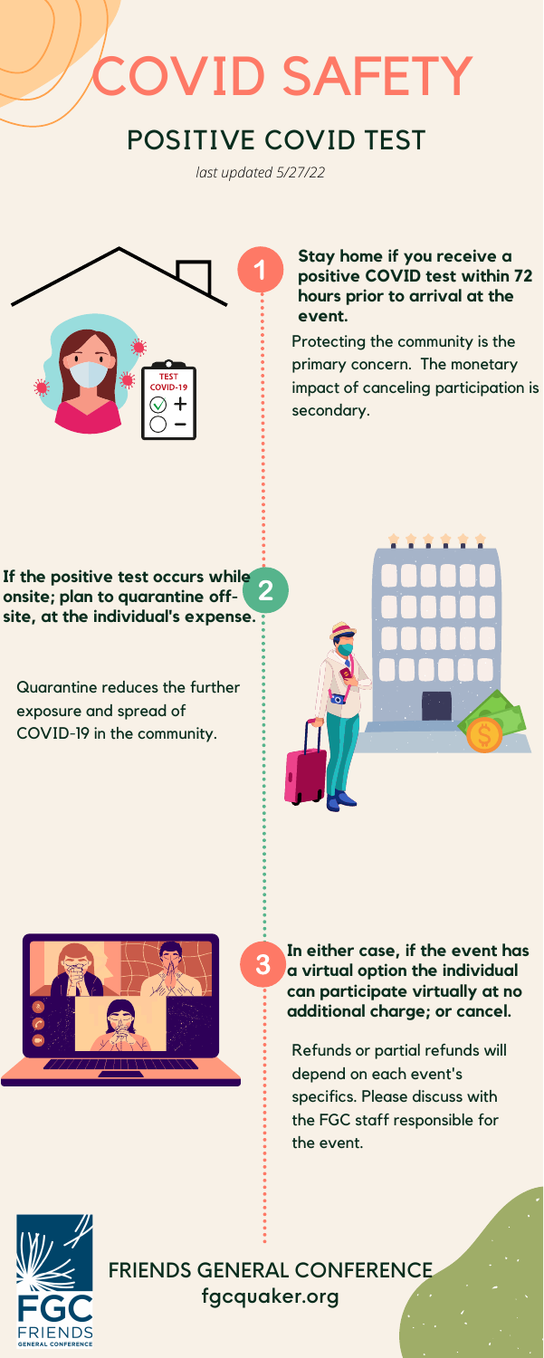# COVID SAFETY

## POSITIVE COVID TEST

*last updated 5/27/22*

1. **Stay home if you receive a positive COVID test within 72 hours prior to arrival at the event.**

   Protecting the community is the primary concern. The monetary impact of canceling participation is secondary.

2. **If the positive test occurs while onsite; plan to quarantine off-site, at the individual's expense.**

   Quarantine reduces the further exposure and spread of COVID-19 in the community.

3. **In either case, if the event has a virtual option the individual can participate virtually at no additional charge; or cancel.**

   Refunds or partial refunds will depend on each event's specifics. Please discuss with the FGC staff responsible for the event.

FRIENDS GENERAL CONFERENCE
fgcquaker.org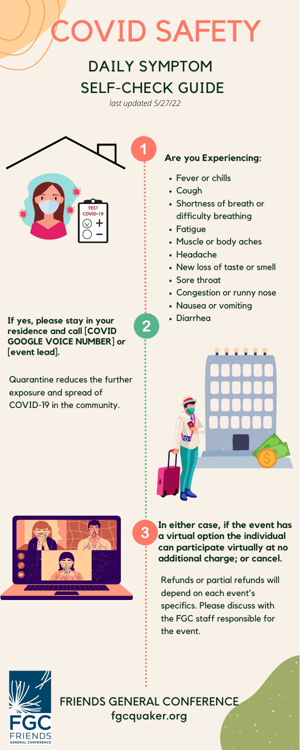# COVID SAFETY

## DAILY SYMPTOM SELF-CHECK GUIDE

*last updated 5/27/22*

1

**Are you Experiencing:**

- Fever or chills
- Cough
- Shortness of breath or difficulty breathing
- Fatigue
- Muscle or body aches
- Headache
- New loss of taste or smell
- Sore throat
- Congestion or runny nose
- Nausea or vomiting
- Diarrhea

2

**If yes, please stay in your residence and call [COVID GOOGLE VOICE NUMBER] or [event lead].**

Quarantine reduces the further exposure and spread of COVID-19 in the community.

3

**In either case, if the event has a virtual option the individual can participate virtually at no additional charge; or cancel.**

Refunds or partial refunds will depend on each event's specifics. Please discuss with the FGC staff responsible for the event.

FRIENDS GENERAL CONFERENCE
fgcquaker.org